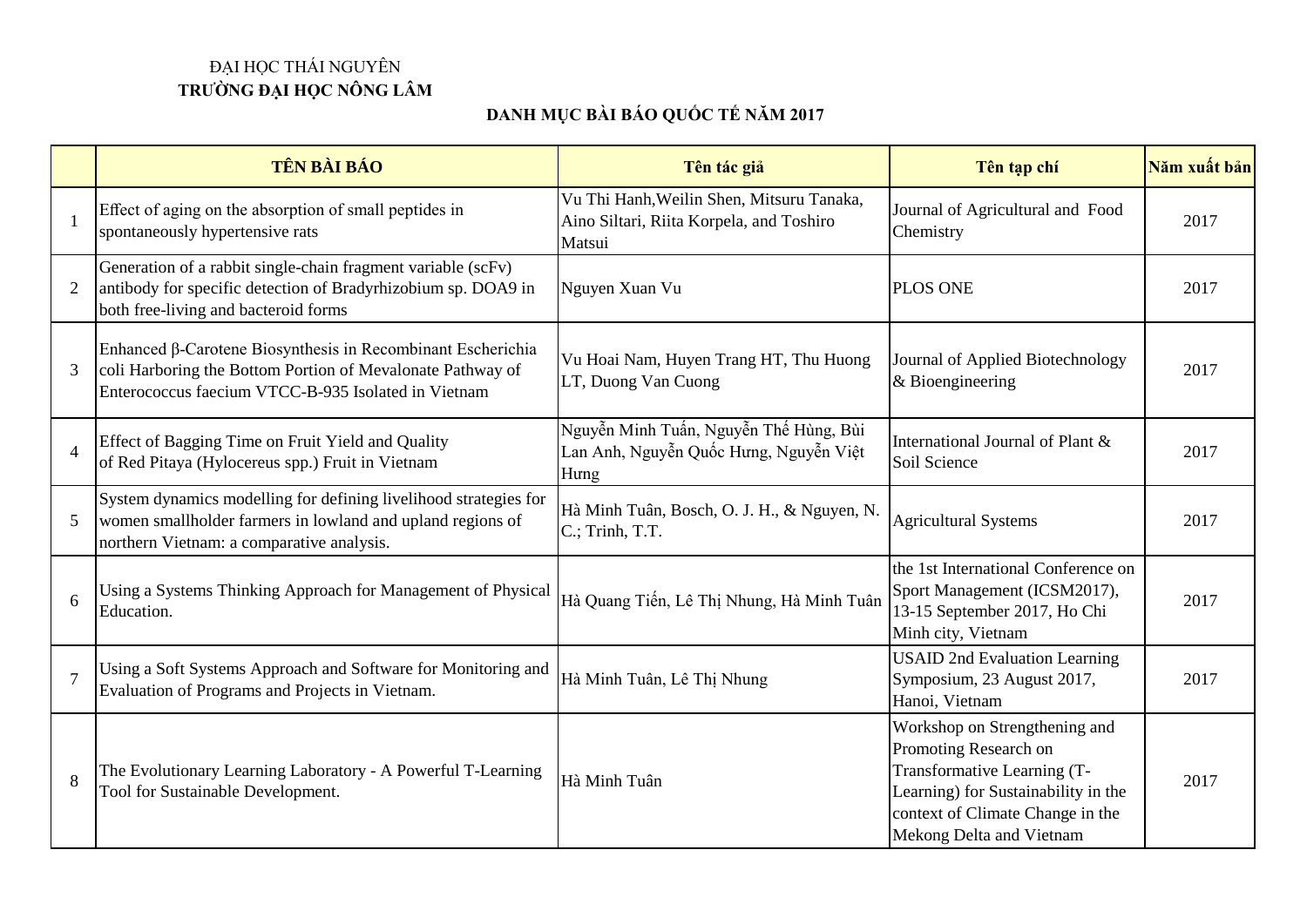ĐẠI HỌC THÁI NGUYÊN
**TRƯỜNG ĐẠI HỌC NÔNG LÂM**

## DANH MỤC BÀI BÁO QUỐC TẾ NĂM 2017

| | TÊN BÀI BÁO | Tên tác giả | Tên tạp chí | Năm xuất bản |
|---|---|---|---|---|
| 1 | Effect of aging on the absorption of small peptides in spontaneously hypertensive rats | Vu Thi Hanh,Weilin Shen, Mitsuru Tanaka, Aino Siltari, Riita Korpela, and Toshiro Matsui | Journal of Agricultural and Food Chemistry | 2017 |
| 2 | Generation of a rabbit single-chain fragment variable (scFv) antibody for specific detection of Bradyrhizobium sp. DOA9 in both free-living and bacteroid forms | Nguyen Xuan Vu | PLOS ONE | 2017 |
| 3 | Enhanced β-Carotene Biosynthesis in Recombinant Escherichia coli Harboring the Bottom Portion of Mevalonate Pathway of Enterococcus faecium VTCC-B-935 Isolated in Vietnam | Vu Hoai Nam, Huyen Trang HT, Thu Huong LT, Duong Van Cuong | Journal of Applied Biotechnology & Bioengineering | 2017 |
| 4 | Effect of Bagging Time on Fruit Yield and Quality of Red Pitaya (Hylocereus spp.) Fruit in Vietnam | Nguyễn Minh Tuấn, Nguyễn Thế Hùng, Bùi Lan Anh, Nguyễn Quốc Hưng, Nguyễn Việt Hưng | International Journal of Plant & Soil Science | 2017 |
| 5 | System dynamics modelling for defining livelihood strategies for women smallholder farmers in lowland and upland regions of northern Vietnam: a comparative analysis. | Hà Minh Tuân, Bosch, O. J. H., & Nguyen, N. C.; Trinh, T.T. | Agricultural Systems | 2017 |
| 6 | Using a Systems Thinking Approach for Management of Physical Education. | Hà Quang Tiến, Lê Thị Nhung, Hà Minh Tuân | the 1st International Conference on Sport Management (ICSM2017), 13-15 September 2017, Ho Chi Minh city, Vietnam | 2017 |
| 7 | Using a Soft Systems Approach and Software for Monitoring and Evaluation of Programs and Projects in Vietnam. | Hà Minh Tuân, Lê Thị Nhung | USAID 2nd Evaluation Learning Symposium, 23 August 2017, Hanoi, Vietnam | 2017 |
| 8 | The Evolutionary Learning Laboratory - A Powerful T-Learning Tool for Sustainable Development. | Hà Minh Tuân | Workshop on Strengthening and Promoting Research on Transformative Learning (T-Learning) for Sustainability in the context of Climate Change in the Mekong Delta and Vietnam | 2017 |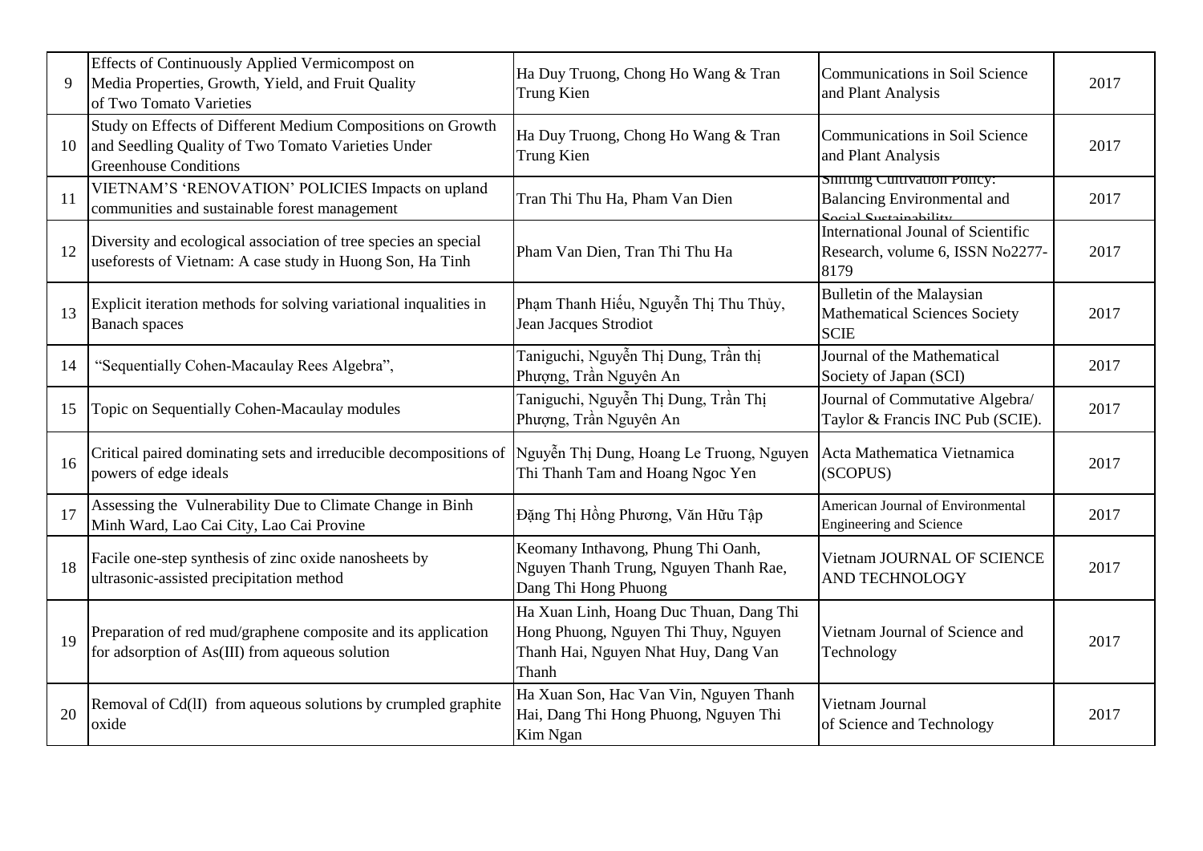| | | | | |
|---|---|---|---|---|
| 9 | Effects of Continuously Applied Vermicompost on Media Properties, Growth, Yield, and Fruit Quality of Two Tomato Varieties | Ha Duy Truong, Chong Ho Wang & Tran Trung Kien | Communications in Soil Science and Plant Analysis | 2017 |
| 10 | Study on Effects of Different Medium Compositions on Growth and Seedling Quality of Two Tomato Varieties Under Greenhouse Conditions | Ha Duy Truong, Chong Ho Wang & Tran Trung Kien | Communications in Soil Science and Plant Analysis | 2017 |
| 11 | VIETNAM'S 'RENOVATION' POLICIES Impacts on upland communities and sustainable forest management | Tran Thi Thu Ha, Pham Van Dien | Shifting Cultivation Policy: Balancing Environmental and Social Sustainability | 2017 |
| 12 | Diversity and ecological association of tree species an special useforests of Vietnam: A case study in Huong Son, Ha Tinh | Pham Van Dien, Tran Thi Thu Ha | International Jounal of Scientific Research, volume 6, ISSN No2277-8179 | 2017 |
| 13 | Explicit iteration methods for solving variational inqualities in Banach spaces | Phạm Thanh Hiếu, Nguyễn Thị Thu Thủy, Jean Jacques Strodiot | Bulletin of the Malaysian Mathematical Sciences Society SCIE | 2017 |
| 14 | "Sequentially Cohen-Macaulay Rees Algebra", | Taniguchi, Nguyễn Thị Dung, Trần thị Phượng, Trần Nguyên An | Journal of the Mathematical Society of Japan (SCI) | 2017 |
| 15 | Topic on Sequentially Cohen-Macaulay modules | Taniguchi, Nguyễn Thị Dung, Trần Thị Phượng, Trần Nguyên An | Journal of Commutative Algebra/ Taylor & Francis INC Pub (SCIE). | 2017 |
| 16 | Critical paired dominating sets and irreducible decompositions of powers of edge ideals | Nguyễn Thị Dung, Hoang Le Truong, Nguyen Thi Thanh Tam and Hoang Ngoc Yen | Acta Mathematica Vietnamica (SCOPUS) | 2017 |
| 17 | Assessing the Vulnerability Due to Climate Change in Binh Minh Ward, Lao Cai City, Lao Cai Provine | Đặng Thị Hồng Phương, Văn Hữu Tập | American Journal of Environmental Engineering and Science | 2017 |
| 18 | Facile one-step synthesis of zinc oxide nanosheets by ultrasonic-assisted precipitation method | Keomany Inthavong, Phung Thi Oanh, Nguyen Thanh Trung, Nguyen Thanh Rae, Dang Thi Hong Phuong | Vietnam JOURNAL OF SCIENCE AND TECHNOLOGY | 2017 |
| 19 | Preparation of red mud/graphene composite and its application for adsorption of As(III) from aqueous solution | Ha Xuan Linh, Hoang Duc Thuan, Dang Thi Hong Phuong, Nguyen Thi Thuy, Nguyen Thanh Hai, Nguyen Nhat Huy, Dang Van Thanh | Vietnam Journal of Science and Technology | 2017 |
| 20 | Removal of Cd(lI) from aqueous solutions by crumpled graphite oxide | Ha Xuan Son, Hac Van Vin, Nguyen Thanh Hai, Dang Thi Hong Phuong, Nguyen Thi Kim Ngan | Vietnam Journal of Science and Technology | 2017 |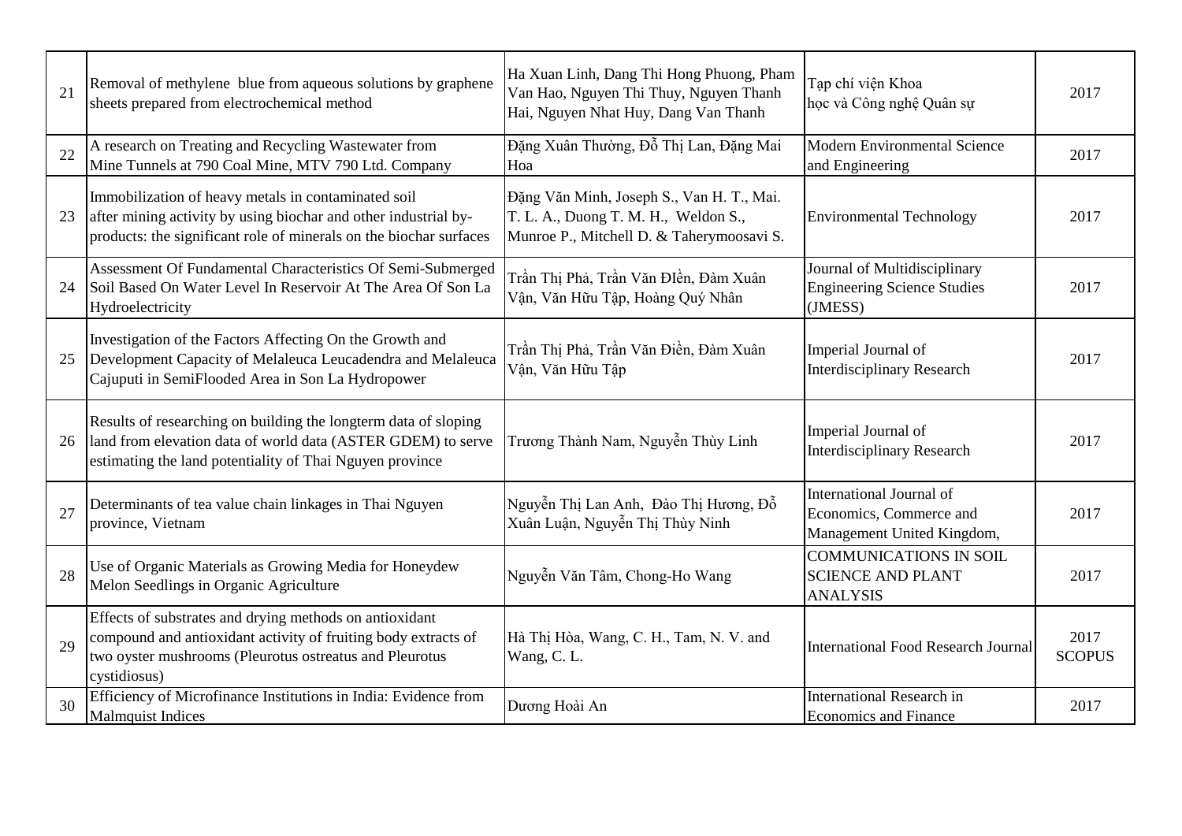| 21 | Removal of methylene blue from aqueous solutions by graphene sheets prepared from electrochemical method | Ha Xuan Linh, Dang Thi Hong Phuong, Pham Van Hao, Nguyen Thi Thuy, Nguyen Thanh Hai, Nguyen Nhat Huy, Dang Van Thanh | Tạp chí viện Khoa học và Công nghệ Quân sự | 2017 |
|---|---|---|---|---|
| 22 | A research on Treating and Recycling Wastewater from Mine Tunnels at 790 Coal Mine, MTV 790 Ltd. Company | Đặng Xuân Thường, Đỗ Thị Lan, Đặng Mai Hoa | Modern Environmental Science and Engineering | 2017 |
| 23 | Immobilization of heavy metals in contaminated soil after mining activity by using biochar and other industrial by-products: the significant role of minerals on the biochar surfaces | Đặng Văn Minh, Joseph S., Van H. T., Mai. T. L. A., Duong T. M. H., Weldon S., Munroe P., Mitchell D. & Taherymoosavi S. | Environmental Technology | 2017 |
| 24 | Assessment Of Fundamental Characteristics Of Semi-Submerged Soil Based On Water Level In Reservoir At The Area Of Son La Hydroelectricity | Trần Thị Phả, Trần Văn ĐIền, Đàm Xuân Vận, Văn Hữu Tập, Hoàng Quý Nhân | Journal of Multidisciplinary Engineering Science Studies (JMESS) | 2017 |
| 25 | Investigation of the Factors Affecting On the Growth and Development Capacity of Melaleuca Leucadendra and Melaleuca Cajuputi in SemiFlooded Area in Son La Hydropower | Trần Thị Phả, Trần Văn Điền, Đàm Xuân Vận, Văn Hữu Tập | Imperial Journal of Interdisciplinary Research | 2017 |
| 26 | Results of researching on building the longterm data of sloping land from elevation data of world data (ASTER GDEM) to serve estimating the land potentiality of Thai Nguyen province | Trương Thành Nam, Nguyễn Thùy Linh | Imperial Journal of Interdisciplinary Research | 2017 |
| 27 | Determinants of tea value chain linkages in Thai Nguyen province, Vietnam | Nguyễn Thị Lan Anh, Đào Thị Hương, Đỗ Xuân Luận, Nguyễn Thị Thùy Ninh | International Journal of Economics, Commerce and Management United Kingdom, | 2017 |
| 28 | Use of Organic Materials as Growing Media for Honeydew Melon Seedlings in Organic Agriculture | Nguyễn Văn Tâm, Chong-Ho Wang | COMMUNICATIONS IN SOIL SCIENCE AND PLANT ANALYSIS | 2017 |
| 29 | Effects of substrates and drying methods on antioxidant compound and antioxidant activity of fruiting body extracts of two oyster mushrooms (Pleurotus ostreatus and Pleurotus cystidiosus) | Hà Thị Hòa, Wang, C. H., Tam, N. V. and Wang, C. L. | International Food Research Journal | 2017 SCOPUS |
| 30 | Efficiency of Microfinance Institutions in India: Evidence from Malmquist Indices | Dương Hoài An | International Research in Economics and Finance | 2017 |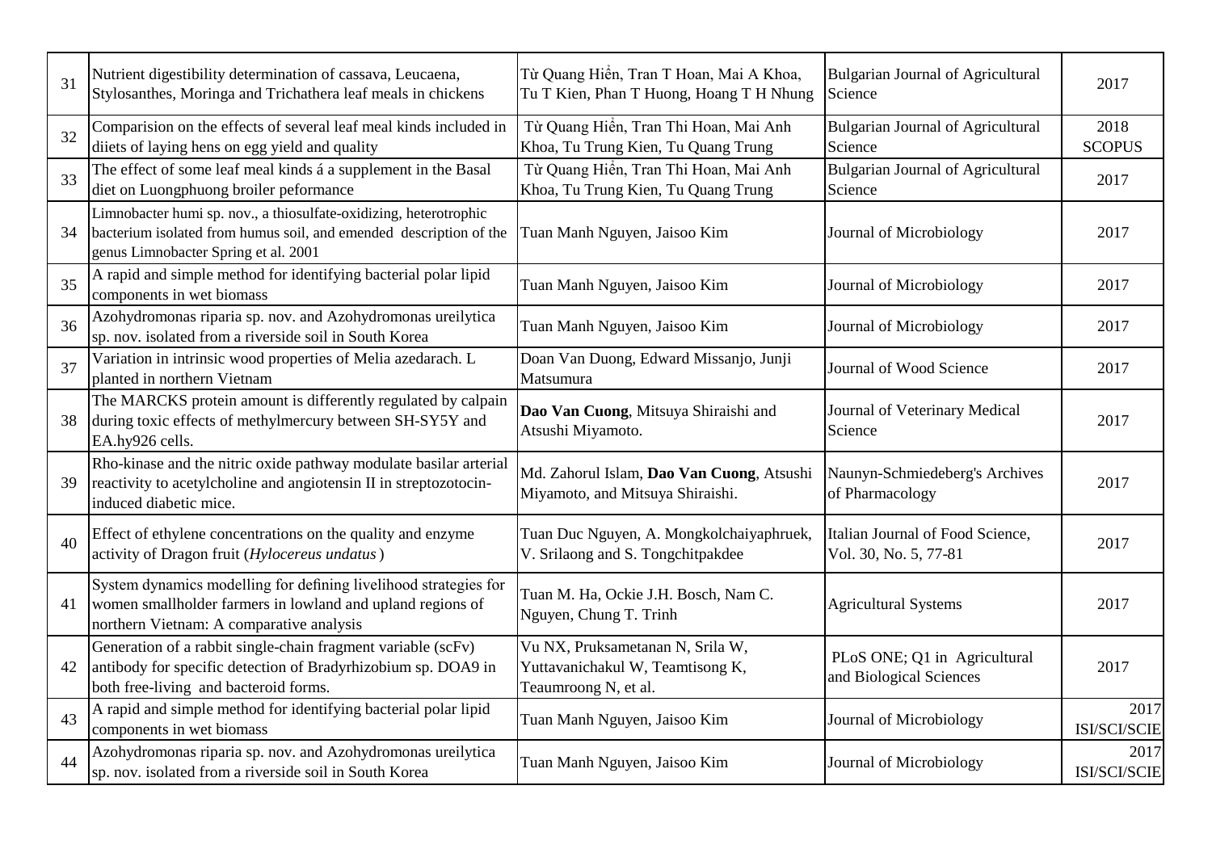| 31 | Nutrient digestibility determination of cassava, Leucaena, Stylosanthes, Moringa and Trichathera leaf meals in chickens | Từ Quang Hiển, Tran T Hoan, Mai A Khoa, Tu T Kien, Phan T Huong, Hoang T H Nhung | Bulgarian Journal of Agricultural Science | 2017 |
|---|---|---|---|---|
| 32 | Comparision on the effects of several leaf meal kinds included in diiets of laying hens on egg yield and quality | Từ Quang Hiển, Tran Thi Hoan, Mai Anh Khoa, Tu Trung Kien, Tu Quang Trung | Bulgarian Journal of Agricultural Science | 2018 SCOPUS |
| 33 | The effect of some leaf meal kinds á a supplement in the Basal diet on Luongphuong broiler peformance | Từ Quang Hiển, Tran Thi Hoan, Mai Anh Khoa, Tu Trung Kien, Tu Quang Trung | Bulgarian Journal of Agricultural Science | 2017 |
| 34 | Limnobacter humi sp. nov., a thiosulfate-oxidizing, heterotrophic bacterium isolated from humus soil, and emended description of the genus Limnobacter Spring et al. 2001 | Tuan Manh Nguyen, Jaisoo Kim | Journal of Microbiology | 2017 |
| 35 | A rapid and simple method for identifying bacterial polar lipid components in wet biomass | Tuan Manh Nguyen, Jaisoo Kim | Journal of Microbiology | 2017 |
| 36 | Azohydromonas riparia sp. nov. and Azohydromonas ureilytica sp. nov. isolated from a riverside soil in South Korea | Tuan Manh Nguyen, Jaisoo Kim | Journal of Microbiology | 2017 |
| 37 | Variation in intrinsic wood properties of Melia azedarach. L planted in northern Vietnam | Doan Van Duong, Edward Missanjo, Junji Matsumura | Journal of Wood Science | 2017 |
| 38 | The MARCKS protein amount is differently regulated by calpain during toxic effects of methylmercury between SH-SY5Y and EA.hy926 cells. | **Dao Van Cuong**, Mitsuya Shiraishi and Atsushi Miyamoto. | Journal of Veterinary Medical Science | 2017 |
| 39 | Rho-kinase and the nitric oxide pathway modulate basilar arterial reactivity to acetylcholine and angiotensin II in streptozotocin-induced diabetic mice. | Md. Zahorul Islam, **Dao Van Cuong**, Atsushi Miyamoto, and Mitsuya Shiraishi. | Naunyn-Schmiedeberg's Archives of Pharmacology | 2017 |
| 40 | Effect of ethylene concentrations on the quality and enzyme activity of Dragon fruit (*Hylocereus undatus*) | Tuan Duc Nguyen, A. Mongkolchaiyaphruek, V. Srilaong and S. Tongchitpakdee | Italian Journal of Food Science, Vol. 30, No. 5, 77-81 | 2017 |
| 41 | System dynamics modelling for defining livelihood strategies for women smallholder farmers in lowland and upland regions of northern Vietnam: A comparative analysis | Tuan M. Ha, Ockie J.H. Bosch, Nam C. Nguyen, Chung T. Trinh | Agricultural Systems | 2017 |
| 42 | Generation of a rabbit single-chain fragment variable (scFv) antibody for specific detection of Bradyrhizobium sp. DOA9 in both free-living and bacteroid forms. | Vu NX, Pruksametanan N, Srila W, Yuttavanichakul W, Teamtisong K, Teaumroong N, et al. | PLoS ONE; Q1 in Agricultural and Biological Sciences | 2017 |
| 43 | A rapid and simple method for identifying bacterial polar lipid components in wet biomass | Tuan Manh Nguyen, Jaisoo Kim | Journal of Microbiology | 2017 ISI/SCI/SCIE |
| 44 | Azohydromonas riparia sp. nov. and Azohydromonas ureilytica sp. nov. isolated from a riverside soil in South Korea | Tuan Manh Nguyen, Jaisoo Kim | Journal of Microbiology | 2017 ISI/SCI/SCIE |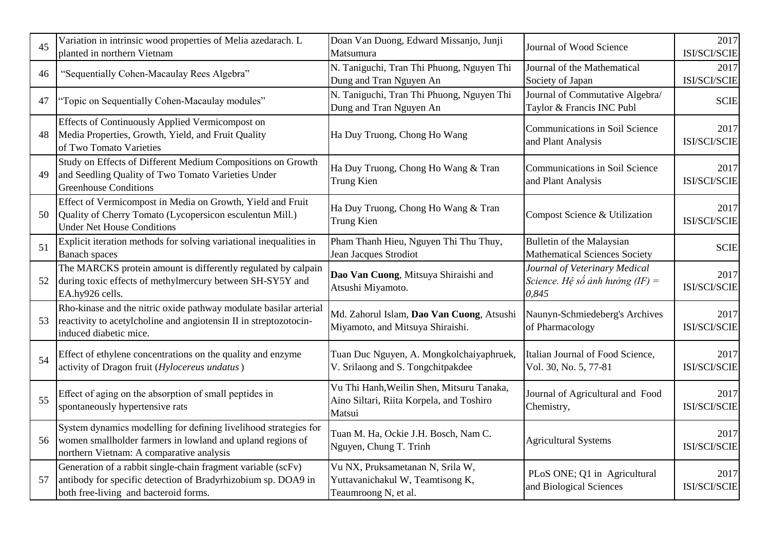| | | | | |
|---|---|---|---|---|
| 45 | Variation in intrinsic wood properties of Melia azedarach. L planted in northern Vietnam | Doan Van Duong, Edward Missanjo, Junji Matsumura | Journal of Wood Science | 2017 ISI/SCI/SCIE |
| 46 | "Sequentially Cohen-Macaulay Rees Algebra" | N. Taniguchi, Tran Thi Phuong, Nguyen Thi Dung and Tran Nguyen An | Journal of the Mathematical Society of Japan | 2017 ISI/SCI/SCIE |
| 47 | "Topic on Sequentially Cohen-Macaulay modules" | N. Taniguchi, Tran Thi Phuong, Nguyen Thi Dung and Tran Nguyen An | Journal of Commutative Algebra/ Taylor & Francis INC Publ | SCIE |
| 48 | Effects of Continuously Applied Vermicompost on Media Properties, Growth, Yield, and Fruit Quality of Two Tomato Varieties | Ha Duy Truong, Chong Ho Wang | Communications in Soil Science and Plant Analysis | 2017 ISI/SCI/SCIE |
| 49 | Study on Effects of Different Medium Compositions on Growth and Seedling Quality of Two Tomato Varieties Under Greenhouse Conditions | Ha Duy Truong, Chong Ho Wang & Tran Trung Kien | Communications in Soil Science and Plant Analysis | 2017 ISI/SCI/SCIE |
| 50 | Effect of Vermicompost in Media on Growth, Yield and Fruit Quality of Cherry Tomato (Lycopersicon esculentun Mill.) Under Net House Conditions | Ha Duy Truong, Chong Ho Wang & Tran Trung Kien | Compost Science & Utilization | 2017 ISI/SCI/SCIE |
| 51 | Explicit iteration methods for solving variational inequalities in Banach spaces | Pham Thanh Hieu, Nguyen Thi Thu Thuy, Jean Jacques Strodiot | Bulletin of the Malaysian Mathematical Sciences Society | SCIE |
| 52 | The MARCKS protein amount is differently regulated by calpain during toxic effects of methylmercury between SH-SY5Y and EA.hy926 cells. | **Dao Van Cuong**, Mitsuya Shiraishi and Atsushi Miyamoto. | *Journal of Veterinary Medical Science. Hệ số ảnh hưởng (IF) = 0,845* | 2017 ISI/SCI/SCIE |
| 53 | Rho-kinase and the nitric oxide pathway modulate basilar arterial reactivity to acetylcholine and angiotensin II in streptozotocin-induced diabetic mice. | Md. Zahorul Islam, **Dao Van Cuong**, Atsushi Miyamoto, and Mitsuya Shiraishi. | Naunyn-Schmiedeberg's Archives of Pharmacology | 2017 ISI/SCI/SCIE |
| 54 | Effect of ethylene concentrations on the quality and enzyme activity of Dragon fruit (*Hylocereus undatus*) | Tuan Duc Nguyen, A. Mongkolchaiyaphruek, V. Srilaong and S. Tongchitpakdee | Italian Journal of Food Science, Vol. 30, No. 5, 77-81 | 2017 ISI/SCI/SCIE |
| 55 | Effect of aging on the absorption of small peptides in spontaneously hypertensive rats | Vu Thi Hanh,Weilin Shen, Mitsuru Tanaka, Aino Siltari, Riita Korpela, and Toshiro Matsui | Journal of Agricultural and Food Chemistry, | 2017 ISI/SCI/SCIE |
| 56 | System dynamics modelling for defining livelihood strategies for women smallholder farmers in lowland and upland regions of northern Vietnam: A comparative analysis | Tuan M. Ha, Ockie J.H. Bosch, Nam C. Nguyen, Chung T. Trinh | Agricultural Systems | 2017 ISI/SCI/SCIE |
| 57 | Generation of a rabbit single-chain fragment variable (scFv) antibody for specific detection of Bradyrhizobium sp. DOA9 in both free-living and bacteroid forms. | Vu NX, Pruksametanan N, Srila W, Yuttavanichakul W, Teamtisong K, Teaumroong N, et al. | PLoS ONE; Q1 in Agricultural and Biological Sciences | 2017 ISI/SCI/SCIE |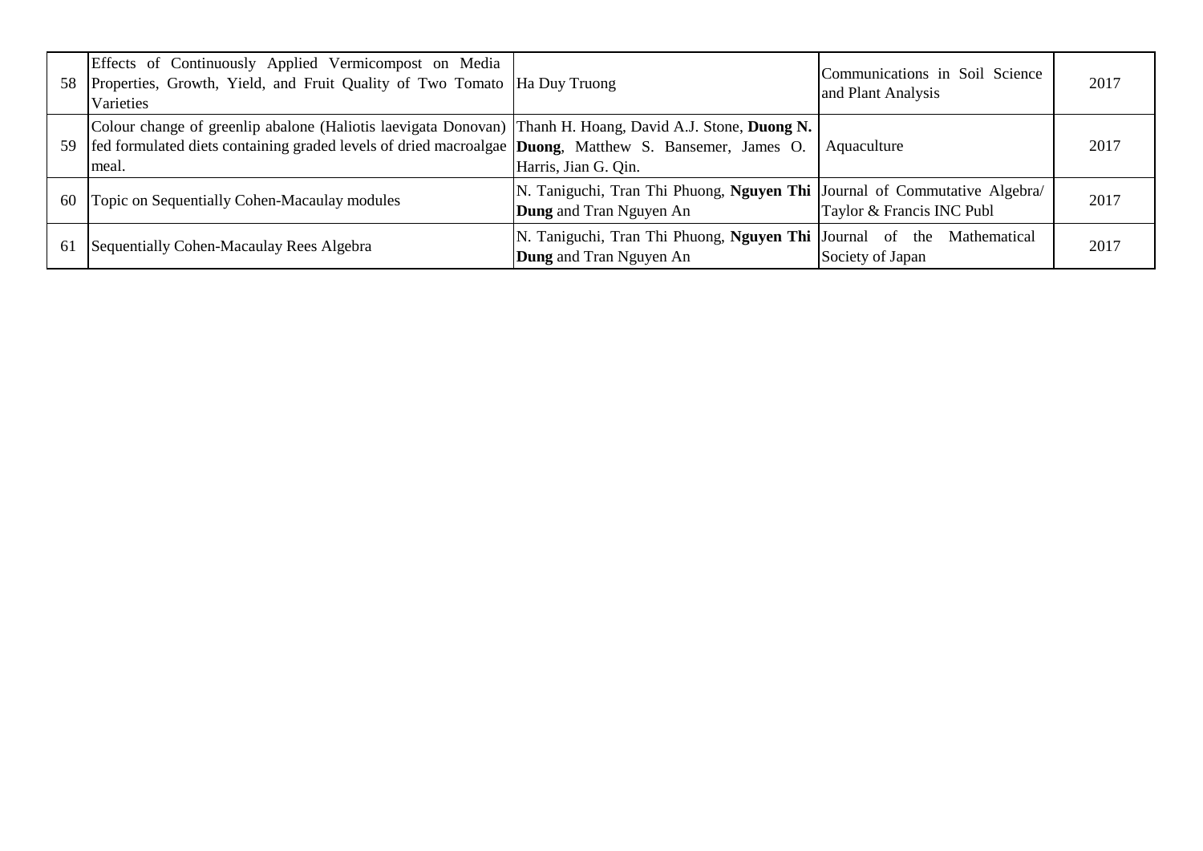| | | | | |
|---|---|---|---|---|
| 58 | Effects of Continuously Applied Vermicompost on Media Properties, Growth, Yield, and Fruit Quality of Two Tomato Varieties | Ha Duy Truong | Communications in Soil Science and Plant Analysis | 2017 |
| 59 | Colour change of greenlip abalone (Haliotis laevigata Donovan) fed formulated diets containing graded levels of dried macroalgae meal. | Thanh H. Hoang, David A.J. Stone, **Duong N. Duong**, Matthew S. Bansemer, James O. Harris, Jian G. Qin. | Aquaculture | 2017 |
| 60 | Topic on Sequentially Cohen-Macaulay modules | N. Taniguchi, Tran Thi Phuong, **Nguyen Thi Dung** and Tran Nguyen An | Journal of Commutative Algebra/ Taylor & Francis INC Publ | 2017 |
| 61 | Sequentially Cohen-Macaulay Rees Algebra | N. Taniguchi, Tran Thi Phuong, **Nguyen Thi Dung** and Tran Nguyen An | Journal of the Mathematical Society of Japan | 2017 |